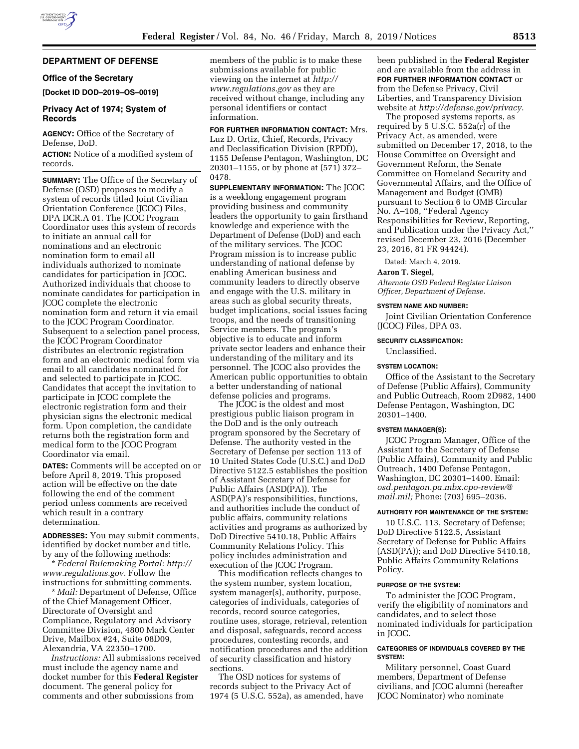## DEPARTMENT OF DEFENSE

### Office of the Secretary

**[Docket ID DOD–2019–OS–0019]**

### Privacy Act of 1974; System of Records

**AGENCY:** Office of the Secretary of Defense, DoD.

**ACTION:** Notice of a modified system of records.

**SUMMARY:** The Office of the Secretary of Defense (OSD) proposes to modify a system of records titled Joint Civilian Orientation Conference (JCOC) Files, DPA DCR.A 01. The JCOC Program Coordinator uses this system of records to initiate an annual call for nominations and an electronic nomination form to email all individuals authorized to nominate candidates for participation in JCOC. Authorized individuals that choose to nominate candidates for participation in JCOC complete the electronic nomination form and return it via email to the JCOC Program Coordinator. Subsequent to a selection panel process, the JCOC Program Coordinator distributes an electronic registration form and an electronic medical form via email to all candidates nominated for and selected to participate in JCOC. Candidates that accept the invitation to participate in JCOC complete the electronic registration form and their physician signs the electronic medical form. Upon completion, the candidate returns both the registration form and medical form to the JCOC Program Coordinator via email.

**DATES:** Comments will be accepted on or before April 8, 2019. This proposed action will be effective on the date following the end of the comment period unless comments are received which result in a contrary determination.

**ADDRESSES:** You may submit comments, identified by docket number and title, by any of the following methods:

* *Federal Rulemaking Portal: http://www.regulations.gov*. Follow the instructions for submitting comments.

* *Mail:* Department of Defense, Office of the Chief Management Officer, Directorate of Oversight and Compliance, Regulatory and Advisory Committee Division, 4800 Mark Center Drive, Mailbox #24, Suite 08D09, Alexandria, VA 22350–1700.

*Instructions:* All submissions received must include the agency name and docket number for this **Federal Register** document. The general policy for comments and other submissions from members of the public is to make these submissions available for public viewing on the internet at *http://www.regulations.gov* as they are received without change, including any personal identifiers or contact information.

**FOR FURTHER INFORMATION CONTACT:** Mrs. Luz D. Ortiz, Chief, Records, Privacy and Declassification Division (RPDD), 1155 Defense Pentagon, Washington, DC 20301–1155, or by phone at (571) 372–0478.

**SUPPLEMENTARY INFORMATION:** The JCOC is a weeklong engagement program providing business and community leaders the opportunity to gain firsthand knowledge and experience with the Department of Defense (DoD) and each of the military services. The JCOC Program mission is to increase public understanding of national defense by enabling American business and community leaders to directly observe and engage with the U.S. military in areas such as global security threats, budget implications, social issues facing troops, and the needs of transitioning Service members. The program's objective is to educate and inform private sector leaders and enhance their understanding of the military and its personnel. The JCOC also provides the American public opportunities to obtain a better understanding of national defense policies and programs.

The JCOC is the oldest and most prestigious public liaison program in the DoD and is the only outreach program sponsored by the Secretary of Defense. The authority vested in the Secretary of Defense per section 113 of 10 United States Code (U.S.C.) and DoD Directive 5122.5 establishes the position of Assistant Secretary of Defense for Public Affairs (ASD(PA)). The ASD(PA)'s responsibilities, functions, and authorities include the conduct of public affairs, community relations activities and programs as authorized by DoD Directive 5410.18, Public Affairs Community Relations Policy. This policy includes administration and execution of the JCOC Program.

This modification reflects changes to the system number, system location, system manager(s), authority, purpose, categories of individuals, categories of records, record source categories, routine uses, storage, retrieval, retention and disposal, safeguards, record access procedures, contesting records, and notification procedures and the addition of security classification and history sections.

The OSD notices for systems of records subject to the Privacy Act of 1974 (5 U.S.C. 552a), as amended, have been published in the **Federal Register** and are available from the address in **FOR FURTHER INFORMATION CONTACT** or from the Defense Privacy, Civil Liberties, and Transparency Division website at *http://defense.gov/privacy*.

The proposed systems reports, as required by 5 U.S.C. 552a(r) of the Privacy Act, as amended, were submitted on December 17, 2018, to the House Committee on Oversight and Government Reform, the Senate Committee on Homeland Security and Governmental Affairs, and the Office of Management and Budget (OMB) pursuant to Section 6 to OMB Circular No. A–108, "Federal Agency Responsibilities for Review, Reporting, and Publication under the Privacy Act," revised December 23, 2016 (December 23, 2016, 81 FR 94424).

Dated: March 4, 2019.

**Aaron T. Siegel,**

*Alternate OSD Federal Register Liaison Officer, Department of Defense.*

**SYSTEM NAME AND NUMBER:**

Joint Civilian Orientation Conference (JCOC) Files, DPA 03.

**SECURITY CLASSIFICATION:**

Unclassified.

**SYSTEM LOCATION:**

Office of the Assistant to the Secretary of Defense (Public Affairs), Community and Public Outreach, Room 2D982, 1400 Defense Pentagon, Washington, DC 20301–1400.

**SYSTEM MANAGER(S):**

JCOC Program Manager, Office of the Assistant to the Secretary of Defense (Public Affairs), Community and Public Outreach, 1400 Defense Pentagon, Washington, DC 20301–1400. Email: *osd.pentagon.pa.mbx.cpo-review@mail.mil;* Phone: (703) 695–2036.

**AUTHORITY FOR MAINTENANCE OF THE SYSTEM:**

10 U.S.C. 113, Secretary of Defense; DoD Directive 5122.5, Assistant Secretary of Defense for Public Affairs (ASD(PA)); and DoD Directive 5410.18, Public Affairs Community Relations Policy.

**PURPOSE OF THE SYSTEM:**

To administer the JCOC Program, verify the eligibility of nominators and candidates, and to select those nominated individuals for participation in JCOC.

**CATEGORIES OF INDIVIDUALS COVERED BY THE SYSTEM:**

Military personnel, Coast Guard members, Department of Defense civilians, and JCOC alumni (hereafter JCOC Nominator) who nominate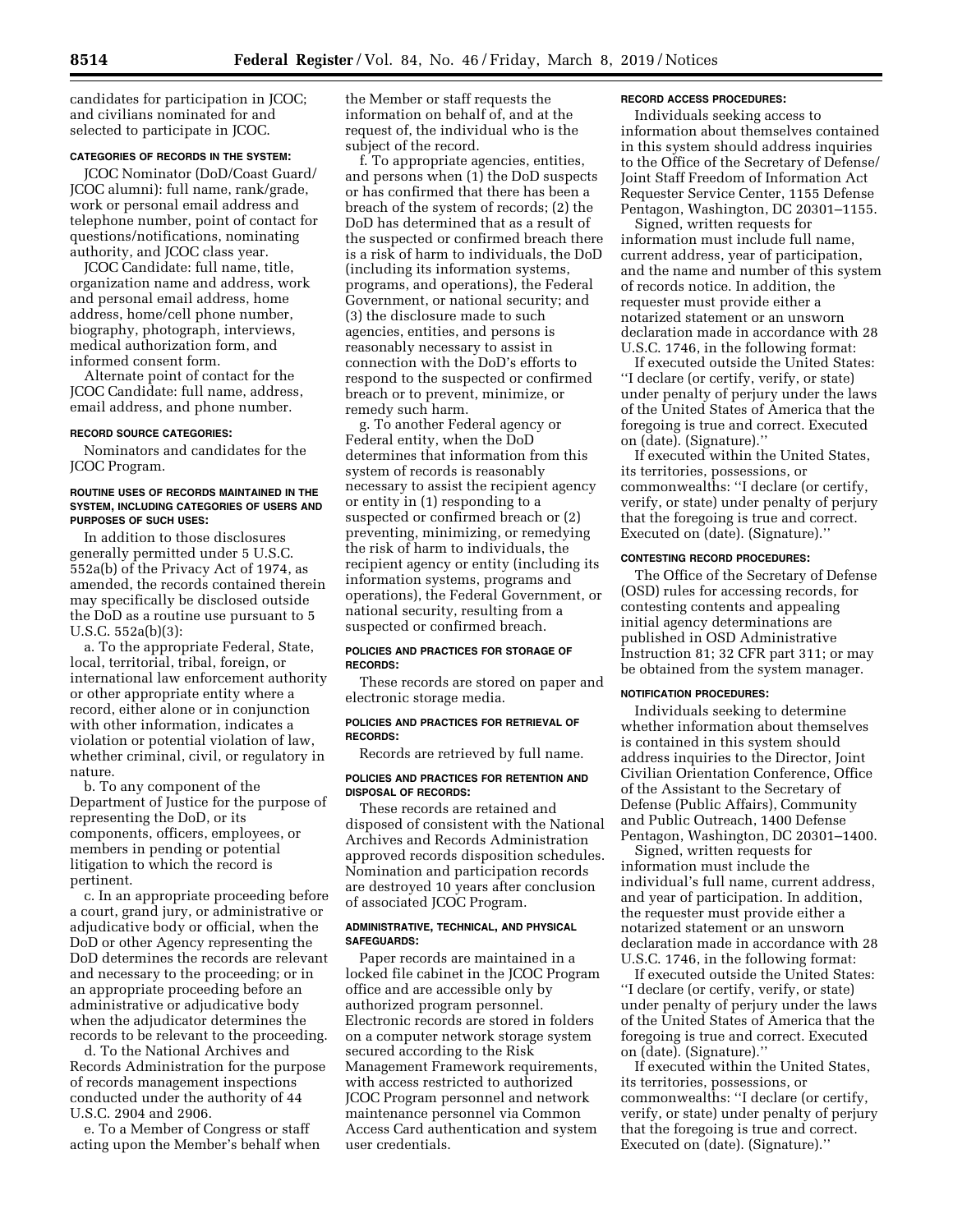candidates for participation in JCOC; and civilians nominated for and selected to participate in JCOC.

### CATEGORIES OF RECORDS IN THE SYSTEM:

JCOC Nominator (DoD/Coast Guard/JCOC alumni): full name, rank/grade, work or personal email address and telephone number, point of contact for questions/notifications, nominating authority, and JCOC class year.

JCOC Candidate: full name, title, organization name and address, work and personal email address, home address, home/cell phone number, biography, photograph, interviews, medical authorization form, and informed consent form.

Alternate point of contact for the JCOC Candidate: full name, address, email address, and phone number.

### RECORD SOURCE CATEGORIES:

Nominators and candidates for the JCOC Program.

### ROUTINE USES OF RECORDS MAINTAINED IN THE SYSTEM, INCLUDING CATEGORIES OF USERS AND PURPOSES OF SUCH USES:

In addition to those disclosures generally permitted under 5 U.S.C. 552a(b) of the Privacy Act of 1974, as amended, the records contained therein may specifically be disclosed outside the DoD as a routine use pursuant to 5 U.S.C. 552a(b)(3):

a. To the appropriate Federal, State, local, territorial, tribal, foreign, or international law enforcement authority or other appropriate entity where a record, either alone or in conjunction with other information, indicates a violation or potential violation of law, whether criminal, civil, or regulatory in nature.

b. To any component of the Department of Justice for the purpose of representing the DoD, or its components, officers, employees, or members in pending or potential litigation to which the record is pertinent.

c. In an appropriate proceeding before a court, grand jury, or administrative or adjudicative body or official, when the DoD or other Agency representing the DoD determines the records are relevant and necessary to the proceeding; or in an appropriate proceeding before an administrative or adjudicative body when the adjudicator determines the records to be relevant to the proceeding.

d. To the National Archives and Records Administration for the purpose of records management inspections conducted under the authority of 44 U.S.C. 2904 and 2906.

e. To a Member of Congress or staff acting upon the Member's behalf when the Member or staff requests the information on behalf of, and at the request of, the individual who is the subject of the record.

f. To appropriate agencies, entities, and persons when (1) the DoD suspects or has confirmed that there has been a breach of the system of records; (2) the DoD has determined that as a result of the suspected or confirmed breach there is a risk of harm to individuals, the DoD (including its information systems, programs, and operations), the Federal Government, or national security; and (3) the disclosure made to such agencies, entities, and persons is reasonably necessary to assist in connection with the DoD's efforts to respond to the suspected or confirmed breach or to prevent, minimize, or remedy such harm.

g. To another Federal agency or Federal entity, when the DoD determines that information from this system of records is reasonably necessary to assist the recipient agency or entity in (1) responding to a suspected or confirmed breach or (2) preventing, minimizing, or remedying the risk of harm to individuals, the recipient agency or entity (including its information systems, programs and operations), the Federal Government, or national security, resulting from a suspected or confirmed breach.

### POLICIES AND PRACTICES FOR STORAGE OF RECORDS:

These records are stored on paper and electronic storage media.

### POLICIES AND PRACTICES FOR RETRIEVAL OF RECORDS:

Records are retrieved by full name.

### POLICIES AND PRACTICES FOR RETENTION AND DISPOSAL OF RECORDS:

These records are retained and disposed of consistent with the National Archives and Records Administration approved records disposition schedules. Nomination and participation records are destroyed 10 years after conclusion of associated JCOC Program.

### ADMINISTRATIVE, TECHNICAL, AND PHYSICAL SAFEGUARDS:

Paper records are maintained in a locked file cabinet in the JCOC Program office and are accessible only by authorized program personnel. Electronic records are stored in folders on a computer network storage system secured according to the Risk Management Framework requirements, with access restricted to authorized JCOC Program personnel and network maintenance personnel via Common Access Card authentication and system user credentials.

### RECORD ACCESS PROCEDURES:

Individuals seeking access to information about themselves contained in this system should address inquiries to the Office of the Secretary of Defense/Joint Staff Freedom of Information Act Requester Service Center, 1155 Defense Pentagon, Washington, DC 20301–1155.

Signed, written requests for information must include full name, current address, year of participation, and the name and number of this system of records notice. In addition, the requester must provide either a notarized statement or an unsworn declaration made in accordance with 28 U.S.C. 1746, in the following format:

If executed outside the United States: ''I declare (or certify, verify, or state) under penalty of perjury under the laws of the United States of America that the foregoing is true and correct. Executed on (date). (Signature).''

If executed within the United States, its territories, possessions, or commonwealths: ''I declare (or certify, verify, or state) under penalty of perjury that the foregoing is true and correct. Executed on (date). (Signature).''

### CONTESTING RECORD PROCEDURES:

The Office of the Secretary of Defense (OSD) rules for accessing records, for contesting contents and appealing initial agency determinations are published in OSD Administrative Instruction 81; 32 CFR part 311; or may be obtained from the system manager.

### NOTIFICATION PROCEDURES:

Individuals seeking to determine whether information about themselves is contained in this system should address inquiries to the Director, Joint Civilian Orientation Conference, Office of the Assistant to the Secretary of Defense (Public Affairs), Community and Public Outreach, 1400 Defense Pentagon, Washington, DC 20301–1400.

Signed, written requests for information must include the individual's full name, current address, and year of participation. In addition, the requester must provide either a notarized statement or an unsworn declaration made in accordance with 28 U.S.C. 1746, in the following format:

If executed outside the United States: ''I declare (or certify, verify, or state) under penalty of perjury under the laws of the United States of America that the foregoing is true and correct. Executed on (date). (Signature).''

If executed within the United States, its territories, possessions, or commonwealths: ''I declare (or certify, verify, or state) under penalty of perjury that the foregoing is true and correct. Executed on (date). (Signature).''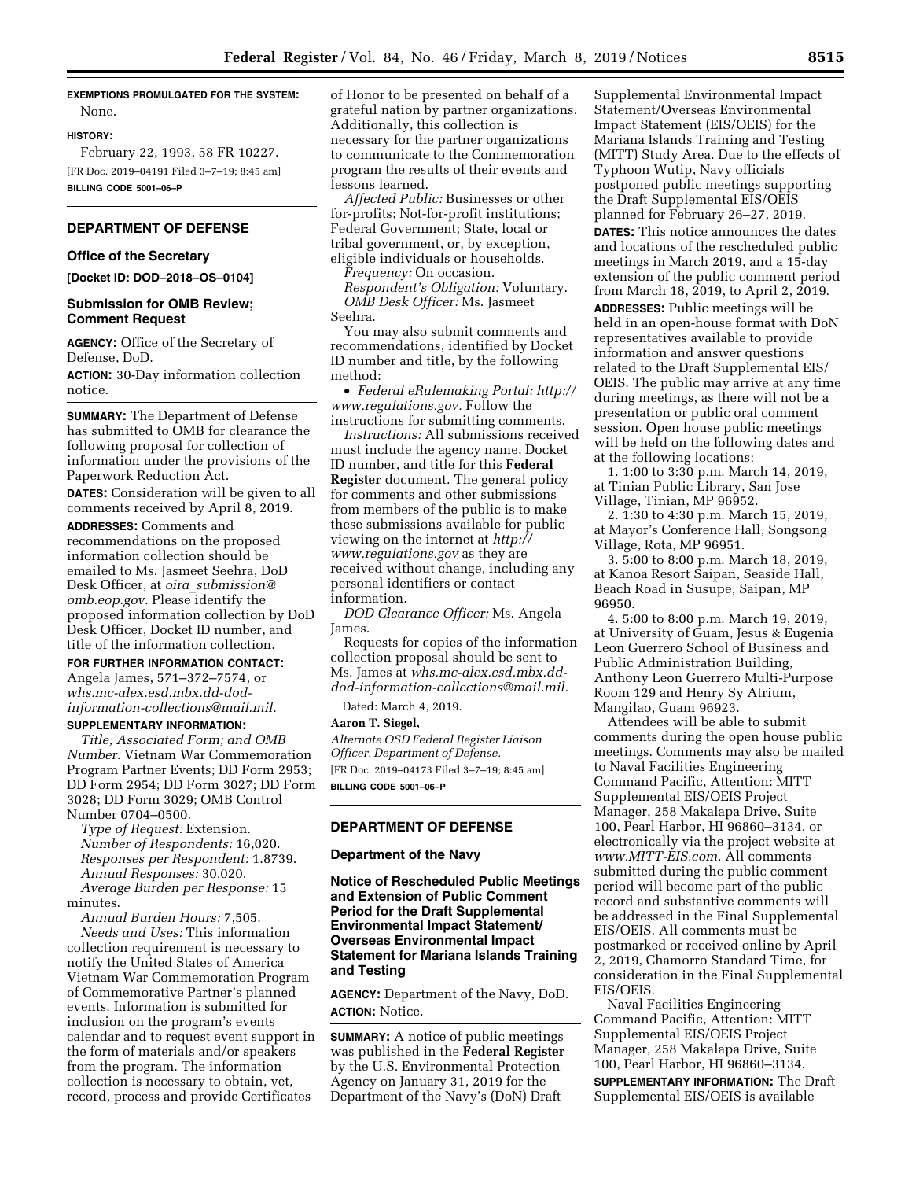**EXEMPTIONS PROMULGATED FOR THE SYSTEM:**

None.

**HISTORY:**

February 22, 1993, 58 FR 10227.

[FR Doc. 2019–04191 Filed 3–7–19; 8:45 am]

**BILLING CODE 5001–06–P**

## DEPARTMENT OF DEFENSE

### Office of the Secretary

**[Docket ID: DOD–2018–OS–0104]**

### Submission for OMB Review; Comment Request

**AGENCY:** Office of the Secretary of Defense, DoD.

**ACTION:** 30-Day information collection notice.

**SUMMARY:** The Department of Defense has submitted to OMB for clearance the following proposal for collection of information under the provisions of the Paperwork Reduction Act.

**DATES:** Consideration will be given to all comments received by April 8, 2019.

**ADDRESSES:** Comments and recommendations on the proposed information collection should be emailed to Ms. Jasmeet Seehra, DoD Desk Officer, at *oira_submission@omb.eop.gov.* Please identify the proposed information collection by DoD Desk Officer, Docket ID number, and title of the information collection.

**FOR FURTHER INFORMATION CONTACT:** Angela James, 571–372–7574, or *whs.mc-alex.esd.mbx.dd-dod-information-collections@mail.mil.*

**SUPPLEMENTARY INFORMATION:**

*Title; Associated Form; and OMB Number:* Vietnam War Commemoration Program Partner Events; DD Form 2953; DD Form 2954; DD Form 3027; DD Form 3028; DD Form 3029; OMB Control Number 0704–0500.

*Type of Request:* Extension.

*Number of Respondents:* 16,020.

*Responses per Respondent:* 1.8739.

*Annual Responses:* 30,020.

*Average Burden per Response:* 15 minutes.

*Annual Burden Hours:* 7,505.

*Needs and Uses:* This information collection requirement is necessary to notify the United States of America Vietnam War Commemoration Program of Commemorative Partner's planned events. Information is submitted for inclusion on the program's events calendar and to request event support in the form of materials and/or speakers from the program. The information collection is necessary to obtain, vet, record, process and provide Certificates of Honor to be presented on behalf of a grateful nation by partner organizations. Additionally, this collection is necessary for the partner organizations to communicate to the Commemoration program the results of their events and lessons learned.

*Affected Public:* Businesses or other for-profits; Not-for-profit institutions; Federal Government; State, local or tribal government, or, by exception, eligible individuals or households.

*Frequency:* On occasion.

*Respondent's Obligation:* Voluntary.

*OMB Desk Officer:* Ms. Jasmeet Seehra.

You may also submit comments and recommendations, identified by Docket ID number and title, by the following method:

- *Federal eRulemaking Portal: http://www.regulations.gov.* Follow the instructions for submitting comments.

*Instructions:* All submissions received must include the agency name, Docket ID number, and title for this **Federal Register** document. The general policy for comments and other submissions from members of the public is to make these submissions available for public viewing on the internet at *http://www.regulations.gov* as they are received without change, including any personal identifiers or contact information.

*DOD Clearance Officer:* Ms. Angela James.

Requests for copies of the information collection proposal should be sent to Ms. James at *whs.mc-alex.esd.mbx.dd-dod-information-collections@mail.mil.*

Dated: March 4, 2019.

**Aaron T. Siegel,**

*Alternate OSD Federal Register Liaison Officer, Department of Defense.*

[FR Doc. 2019–04173 Filed 3–7–19; 8:45 am]

**BILLING CODE 5001–06–P**

## DEPARTMENT OF DEFENSE

### Department of the Navy

### Notice of Rescheduled Public Meetings and Extension of Public Comment Period for the Draft Supplemental Environmental Impact Statement/Overseas Environmental Impact Statement for Mariana Islands Training and Testing

**AGENCY:** Department of the Navy, DoD.

**ACTION:** Notice.

**SUMMARY:** A notice of public meetings was published in the **Federal Register** by the U.S. Environmental Protection Agency on January 31, 2019 for the Department of the Navy's (DoN) Draft Supplemental Environmental Impact Statement/Overseas Environmental Impact Statement (EIS/OEIS) for the Mariana Islands Training and Testing (MITT) Study Area. Due to the effects of Typhoon Wutip, Navy officials postponed public meetings supporting the Draft Supplemental EIS/OEIS planned for February 26–27, 2019.

**DATES:** This notice announces the dates and locations of the rescheduled public meetings in March 2019, and a 15-day extension of the public comment period from March 18, 2019, to April 2, 2019.

**ADDRESSES:** Public meetings will be held in an open-house format with DoN representatives available to provide information and answer questions related to the Draft Supplemental EIS/OEIS. The public may arrive at any time during meetings, as there will not be a presentation or public oral comment session. Open house public meetings will be held on the following dates and at the following locations:

1. 1:00 to 3:30 p.m. March 14, 2019, at Tinian Public Library, San Jose Village, Tinian, MP 96952.
2. 1:30 to 4:30 p.m. March 15, 2019, at Mayor's Conference Hall, Songsong Village, Rota, MP 96951.
3. 5:00 to 8:00 p.m. March 18, 2019, at Kanoa Resort Saipan, Seaside Hall, Beach Road in Susupe, Saipan, MP 96950.
4. 5:00 to 8:00 p.m. March 19, 2019, at University of Guam, Jesus & Eugenia Leon Guerrero School of Business and Public Administration Building, Anthony Leon Guerrero Multi-Purpose Room 129 and Henry Sy Atrium, Mangilao, Guam 96923.

Attendees will be able to submit comments during the open house public meetings. Comments may also be mailed to Naval Facilities Engineering Command Pacific, Attention: MITT Supplemental EIS/OEIS Project Manager, 258 Makalapa Drive, Suite 100, Pearl Harbor, HI 96860–3134, or electronically via the project website at *www.MITT-EIS.com.* All comments submitted during the public comment period will become part of the public record and substantive comments will be addressed in the Final Supplemental EIS/OEIS. All comments must be postmarked or received online by April 2, 2019, Chamorro Standard Time, for consideration in the Final Supplemental EIS/OEIS.

Naval Facilities Engineering Command Pacific, Attention: MITT Supplemental EIS/OEIS Project Manager, 258 Makalapa Drive, Suite 100, Pearl Harbor, HI 96860–3134.

**SUPPLEMENTARY INFORMATION:** The Draft Supplemental EIS/OEIS is available